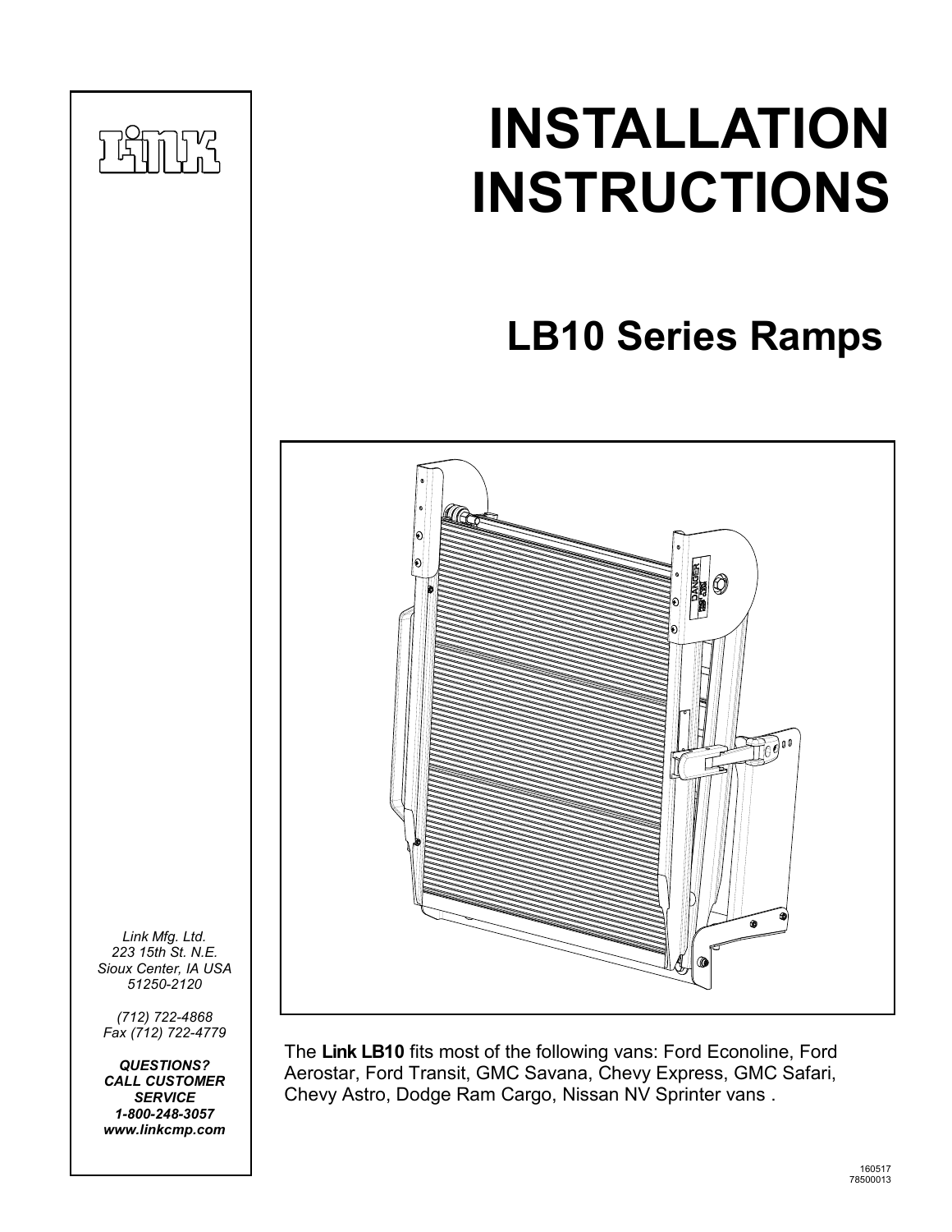# INSTALLATION INSTRUCTIONS

## LB10 Series Ramps

The **Link LB10** fits most of the following vans: Ford Econoline, Ford Aerostar, Ford Transit, GMC Savana, Chevy Express, GMC Safari, Chevy Astro, Dodge Ram Cargo, Nissan NV Sprinter vans .

*Link Mfg. Ltd.*
*223 15th St. N.E.*
*Sioux Center, IA USA*
*51250-2120*

*(712) 722-4868*
*Fax (712) 722-4779*

***QUESTIONS?***
***CALL CUSTOMER SERVICE***
***1-800-248-3057***
***www.linkcmp.com***

160517
78500013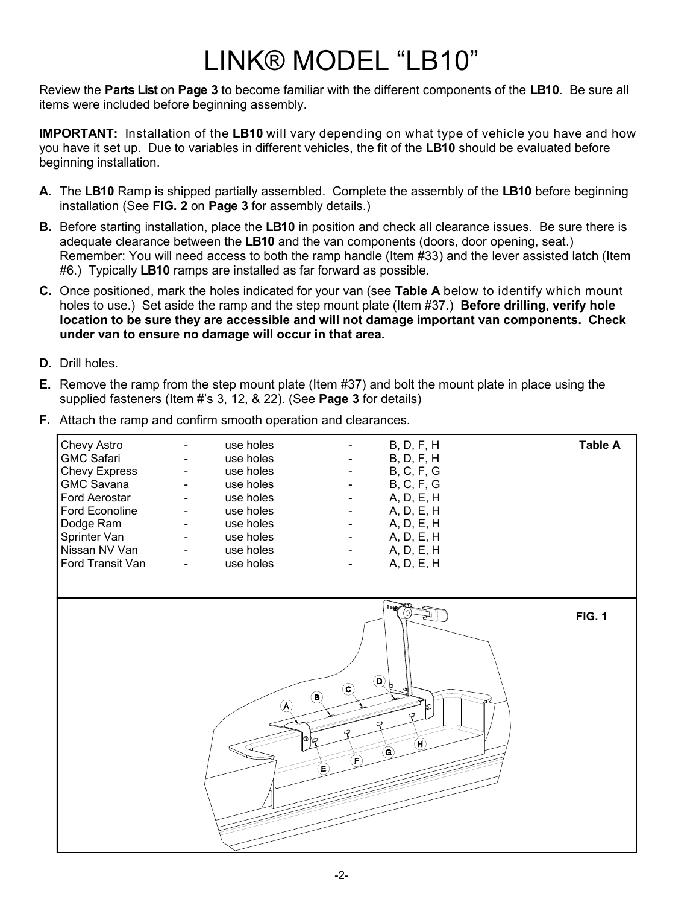# LINK® MODEL "LB10"

Review the **Parts List** on **Page 3** to become familiar with the different components of the **LB10**. Be sure all items were included before beginning assembly.

**IMPORTANT:** Installation of the **LB10** will vary depending on what type of vehicle you have and how you have it set up. Due to variables in different vehicles, the fit of the **LB10** should be evaluated before beginning installation.

**A.** The **LB10** Ramp is shipped partially assembled. Complete the assembly of the **LB10** before beginning installation (See **FIG. 2** on **Page 3** for assembly details.)

**B.** Before starting installation, place the **LB10** in position and check all clearance issues. Be sure there is adequate clearance between the **LB10** and the van components (doors, door opening, seat.) Remember: You will need access to both the ramp handle (Item #33) and the lever assisted latch (Item #6.) Typically **LB10** ramps are installed as far forward as possible.

**C.** Once positioned, mark the holes indicated for your van (see **Table A** below to identify which mount holes to use.) Set aside the ramp and the step mount plate (Item #37.) **Before drilling, verify hole location to be sure they are accessible and will not damage important van components. Check under van to ensure no damage will occur in that area.**

**D.** Drill holes.

**E.** Remove the ramp from the step mount plate (Item #37) and bolt the mount plate in place using the supplied fasteners (Item #'s 3, 12, & 22). (See **Page 3** for details)

**F.** Attach the ramp and confirm smooth operation and clearances.

**Table A**

| | | | | |
|---|---|---|---|---|
| Chevy Astro | - | use holes | - | B, D, F, H |
| GMC Safari | - | use holes | - | B, D, F, H |
| Chevy Express | - | use holes | - | B, C, F, G |
| GMC Savana | - | use holes | - | B, C, F, G |
| Ford Aerostar | - | use holes | - | A, D, E, H |
| Ford Econoline | - | use holes | - | A, D, E, H |
| Dodge Ram | - | use holes | - | A, D, E, H |
| Sprinter Van | - | use holes | - | A, D, E, H |
| Nissan NV Van | - | use holes | - | A, D, E, H |
| Ford Transit Van | - | use holes | - | A, D, E, H |

**FIG. 1**

A B C D E F G H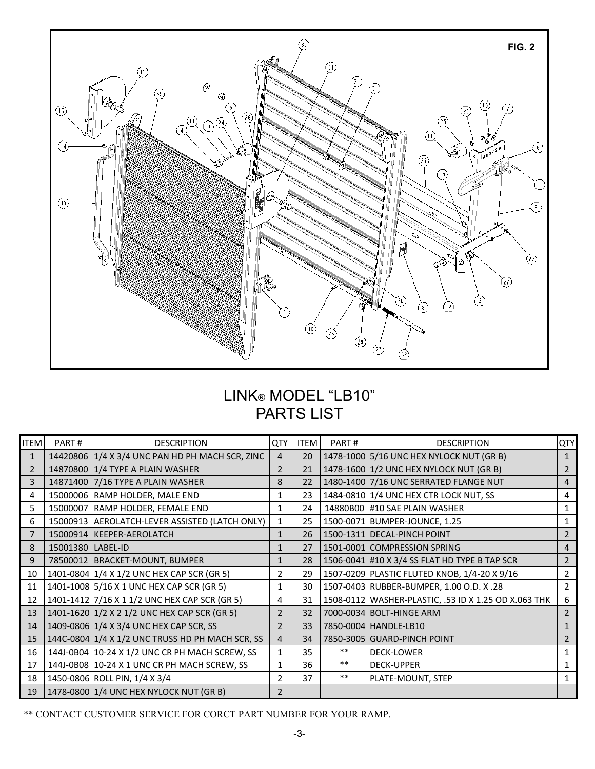FIG. 2

# LINK® MODEL "LB10"
# PARTS LIST

| ITEM | PART # | DESCRIPTION | QTY | ITEM | PART # | DESCRIPTION | QTY |
|---|---|---|---|---|---|---|---|
| 1 | 14420806 | 1/4 X 3/4 UNC PAN HD PH MACH SCR, ZINC | 4 | 20 | 1478-1000 | 5/16 UNC HEX NYLOCK NUT (GR B) | 1 |
| 2 | 14870800 | 1/4 TYPE A PLAIN WASHER | 2 | 21 | 1478-1600 | 1/2 UNC HEX NYLOCK NUT (GR B) | 2 |
| 3 | 14871400 | 7/16 TYPE A PLAIN WASHER | 8 | 22 | 1480-1400 | 7/16 UNC SERRATED FLANGE NUT | 4 |
| 4 | 15000006 | RAMP HOLDER, MALE END | 1 | 23 | 1484-0810 | 1/4 UNC HEX CTR LOCK NUT, SS | 4 |
| 5 | 15000007 | RAMP HOLDER, FEMALE END | 1 | 24 | 14880B00 | #10 SAE PLAIN WASHER | 1 |
| 6 | 15000913 | AEROLATCH-LEVER ASSISTED (LATCH ONLY) | 1 | 25 | 1500-0071 | BUMPER-JOUNCE, 1.25 | 1 |
| 7 | 15000914 | KEEPER-AEROLATCH | 1 | 26 | 1500-1311 | DECAL-PINCH POINT | 2 |
| 8 | 15001380 | LABEL-ID | 1 | 27 | 1501-0001 | COMPRESSION SPRING | 4 |
| 9 | 78500012 | BRACKET-MOUNT, BUMPER | 1 | 28 | 1506-0041 | #10 X 3/4 SS FLAT HD TYPE B TAP SCR | 2 |
| 10 | 1401-0804 | 1/4 X 1/2 UNC HEX CAP SCR (GR 5) | 2 | 29 | 1507-0209 | PLASTIC FLUTED KNOB, 1/4-20 X 9/16 | 2 |
| 11 | 1401-1008 | 5/16 X 1 UNC HEX CAP SCR (GR 5) | 1 | 30 | 1507-0403 | RUBBER-BUMPER, 1.00 O.D. X .28 | 2 |
| 12 | 1401-1412 | 7/16 X 1 1/2 UNC HEX CAP SCR (GR 5) | 4 | 31 | 1508-0112 | WASHER-PLASTIC, .53 ID X 1.25 OD X.063 THK | 6 |
| 13 | 1401-1620 | 1/2 X 2 1/2 UNC HEX CAP SCR (GR 5) | 2 | 32 | 7000-0034 | BOLT-HINGE ARM | 2 |
| 14 | 1409-0806 | 1/4 X 3/4 UNC HEX CAP SCR, SS | 2 | 33 | 7850-0004 | HANDLE-LB10 | 1 |
| 15 | 144C-0804 | 1/4 X 1/2 UNC TRUSS HD PH MACH SCR, SS | 4 | 34 | 7850-3005 | GUARD-PINCH POINT | 2 |
| 16 | 144J-0B04 | 10-24 X 1/2 UNC CR PH MACH SCREW, SS | 1 | 35 | ** | DECK-LOWER | 1 |
| 17 | 144J-0B08 | 10-24 X 1 UNC CR PH MACH SCREW, SS | 1 | 36 | ** | DECK-UPPER | 1 |
| 18 | 1450-0806 | ROLL PIN, 1/4 X 3/4 | 2 | 37 | ** | PLATE-MOUNT, STEP | 1 |
| 19 | 1478-0800 | 1/4 UNC HEX NYLOCK NUT (GR B) | 2 | | | | |

** CONTACT CUSTOMER SERVICE FOR CORCT PART NUMBER FOR YOUR RAMP.